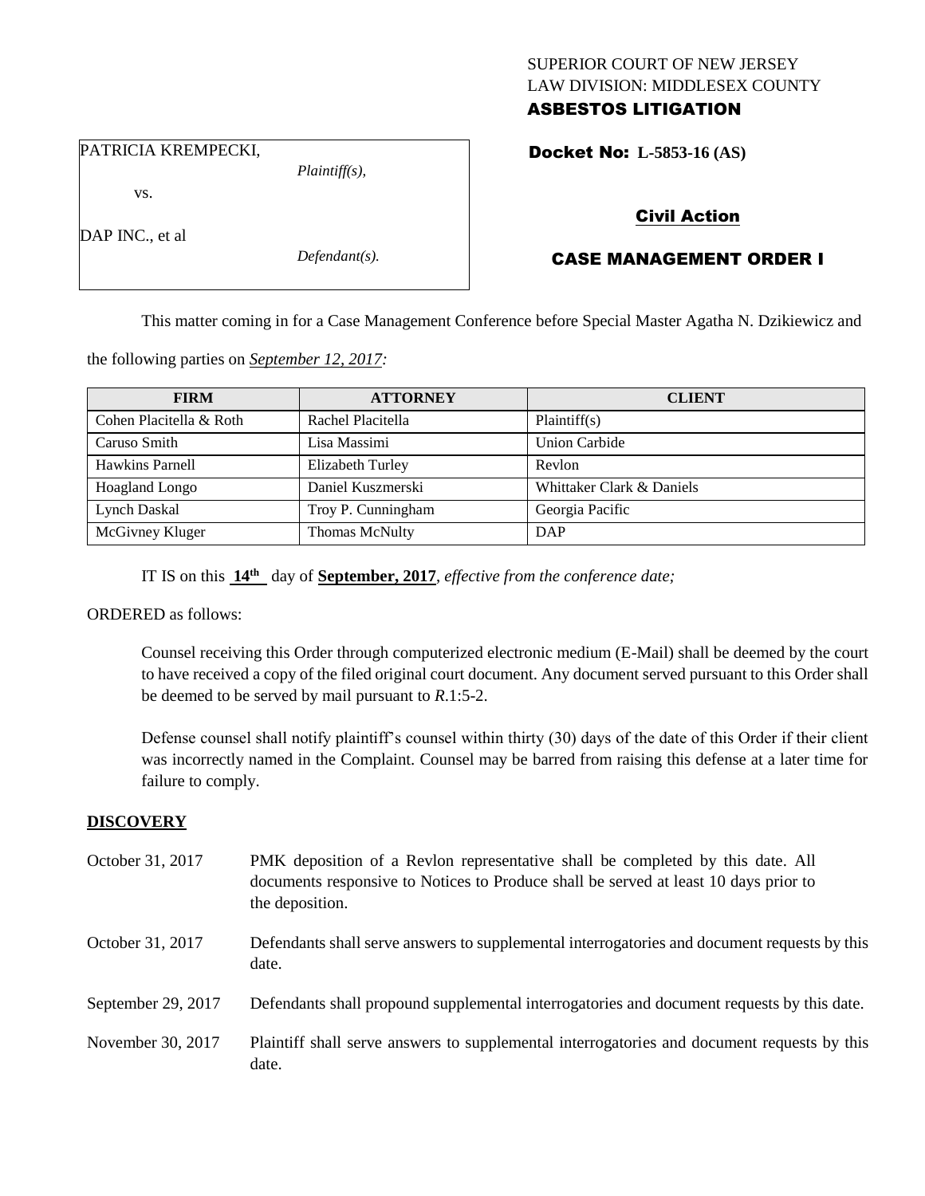SUPERIOR COURT OF NEW JERSEY
LAW DIVISION: MIDDLESEX COUNTY
**ASBESTOS LITIGATION**

PATRICIA KREMPECKI,
*Plaintiff(s),*

vs.

DAP INC., et al
*Defendant(s).*

**Docket No: L-5853-16 (AS)**

**Civil Action**

**CASE MANAGEMENT ORDER I**

This matter coming in for a Case Management Conference before Special Master Agatha N. Dzikiewicz and the following parties on *September 12, 2017:*

| FIRM | ATTORNEY | CLIENT |
|---|---|---|
| Cohen Placitella & Roth | Rachel Placitella | Plaintiff(s) |
| Caruso Smith | Lisa Massimi | Union Carbide |
| Hawkins Parnell | Elizabeth Turley | Revlon |
| Hoagland Longo | Daniel Kuszmerski | Whittaker Clark & Daniels |
| Lynch Daskal | Troy P. Cunningham | Georgia Pacific |
| McGivney Kluger | Thomas McNulty | DAP |

IT IS on this **14th** day of **September, 2017**, *effective from the conference date;*

ORDERED as follows:

Counsel receiving this Order through computerized electronic medium (E-Mail) shall be deemed by the court to have received a copy of the filed original court document. Any document served pursuant to this Order shall be deemed to be served by mail pursuant to *R*.1:5-2.

Defense counsel shall notify plaintiff's counsel within thirty (30) days of the date of this Order if their client was incorrectly named in the Complaint. Counsel may be barred from raising this defense at a later time for failure to comply.

**DISCOVERY**

| | |
|---|---|
| October 31, 2017 | PMK deposition of a Revlon representative shall be completed by this date. All documents responsive to Notices to Produce shall be served at least 10 days prior to the deposition. |
| October 31, 2017 | Defendants shall serve answers to supplemental interrogatories and document requests by this date. |
| September 29, 2017 | Defendants shall propound supplemental interrogatories and document requests by this date. |
| November 30, 2017 | Plaintiff shall serve answers to supplemental interrogatories and document requests by this date. |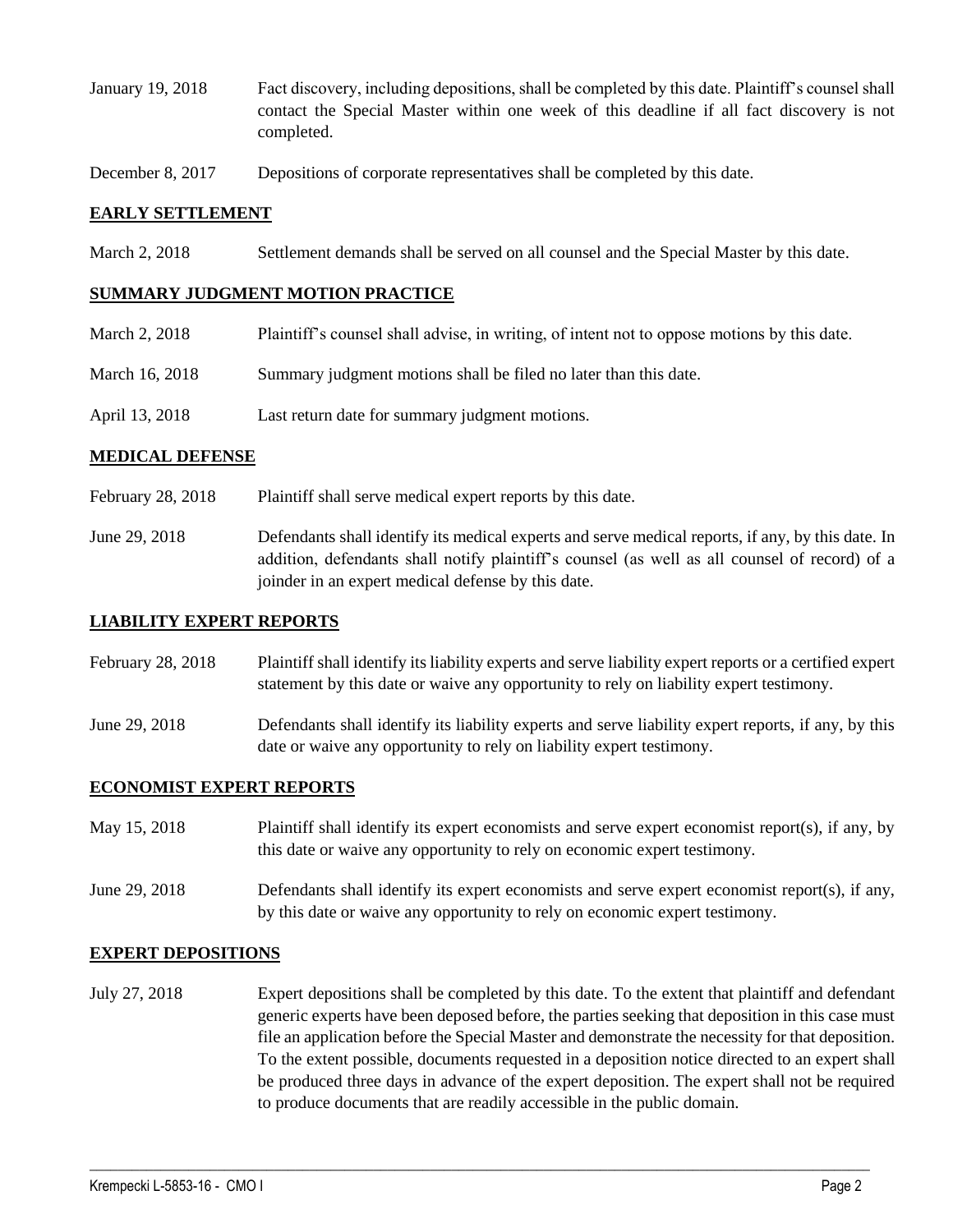| | |
|---|---|
| January 19, 2018 | Fact discovery, including depositions, shall be completed by this date. Plaintiff's counsel shall contact the Special Master within one week of this deadline if all fact discovery is not completed. |
| December 8, 2017 | Depositions of corporate representatives shall be completed by this date. |

## EARLY SETTLEMENT

| | |
|---|---|
| March 2, 2018 | Settlement demands shall be served on all counsel and the Special Master by this date. |

## SUMMARY JUDGMENT MOTION PRACTICE

| | |
|---|---|
| March 2, 2018 | Plaintiff's counsel shall advise, in writing, of intent not to oppose motions by this date. |
| March 16, 2018 | Summary judgment motions shall be filed no later than this date. |
| April 13, 2018 | Last return date for summary judgment motions. |

## MEDICAL DEFENSE

| | |
|---|---|
| February 28, 2018 | Plaintiff shall serve medical expert reports by this date. |
| June 29, 2018 | Defendants shall identify its medical experts and serve medical reports, if any, by this date. In addition, defendants shall notify plaintiff's counsel (as well as all counsel of record) of a joinder in an expert medical defense by this date. |

## LIABILITY EXPERT REPORTS

| | |
|---|---|
| February 28, 2018 | Plaintiff shall identify its liability experts and serve liability expert reports or a certified expert statement by this date or waive any opportunity to rely on liability expert testimony. |
| June 29, 2018 | Defendants shall identify its liability experts and serve liability expert reports, if any, by this date or waive any opportunity to rely on liability expert testimony. |

## ECONOMIST EXPERT REPORTS

| | |
|---|---|
| May 15, 2018 | Plaintiff shall identify its expert economists and serve expert economist report(s), if any, by this date or waive any opportunity to rely on economic expert testimony. |
| June 29, 2018 | Defendants shall identify its expert economists and serve expert economist report(s), if any, by this date or waive any opportunity to rely on economic expert testimony. |

## EXPERT DEPOSITIONS

| | |
|---|---|
| July 27, 2018 | Expert depositions shall be completed by this date. To the extent that plaintiff and defendant generic experts have been deposed before, the parties seeking that deposition in this case must file an application before the Special Master and demonstrate the necessity for that deposition. To the extent possible, documents requested in a deposition notice directed to an expert shall be produced three days in advance of the expert deposition. The expert shall not be required to produce documents that are readily accessible in the public domain. |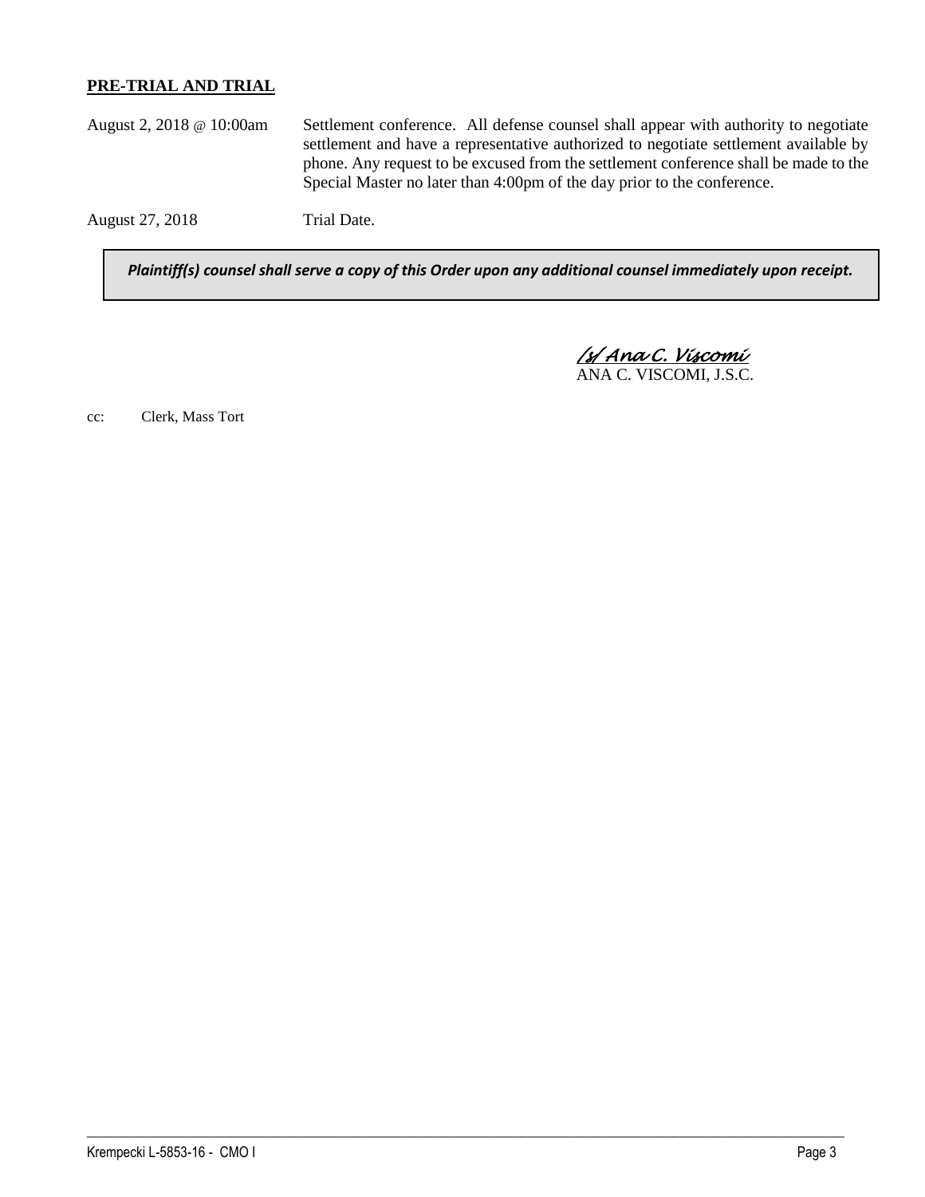**PRE-TRIAL AND TRIAL**

| | |
|---|---|
| August 2, 2018 @ 10:00am | Settlement conference. All defense counsel shall appear with authority to negotiate settlement and have a representative authorized to negotiate settlement available by phone. Any request to be excused from the settlement conference shall be made to the Special Master no later than 4:00pm of the day prior to the conference. |
| August 27, 2018 | Trial Date. |

***Plaintiff(s) counsel shall serve a copy of this Order upon any additional counsel immediately upon receipt.***

/s/ Ana C. Viscomi
ANA C. VISCOMI, J.S.C.

cc: Clerk, Mass Tort